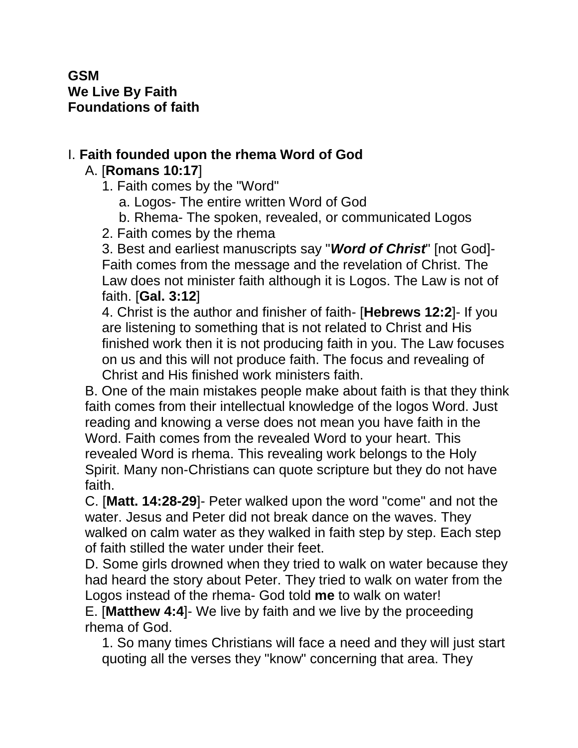**GSM**
**We Live By Faith**
**Foundations of faith**

I. **Faith founded upon the rhema Word of God**

- A. [**Romans 10:17**]
  - 1. Faith comes by the "Word"
    - a. Logos- The entire written Word of God
    - b. Rhema- The spoken, revealed, or communicated Logos
  - 2. Faith comes by the rhema
  - 3. Best and earliest manuscripts say "***Word of Christ***" [not God]- Faith comes from the message and the revelation of Christ. The Law does not minister faith although it is Logos. The Law is not of faith. [**Gal. 3:12**]
  - 4. Christ is the author and finisher of faith- [**Hebrews 12:2**]- If you are listening to something that is not related to Christ and His finished work then it is not producing faith in you. The Law focuses on us and this will not produce faith. The focus and revealing of Christ and His finished work ministers faith.
- B. One of the main mistakes people make about faith is that they think faith comes from their intellectual knowledge of the logos Word. Just reading and knowing a verse does not mean you have faith in the Word. Faith comes from the revealed Word to your heart. This revealed Word is rhema. This revealing work belongs to the Holy Spirit. Many non-Christians can quote scripture but they do not have faith.
- C. [**Matt. 14:28-29**]- Peter walked upon the word "come" and not the water. Jesus and Peter did not break dance on the waves. They walked on calm water as they walked in faith step by step. Each step of faith stilled the water under their feet.
- D. Some girls drowned when they tried to walk on water because they had heard the story about Peter. They tried to walk on water from the Logos instead of the rhema- God told **me** to walk on water!
- E. [**Matthew 4:4**]- We live by faith and we live by the proceeding rhema of God.
  - 1. So many times Christians will face a need and they will just start quoting all the verses they "know" concerning that area. They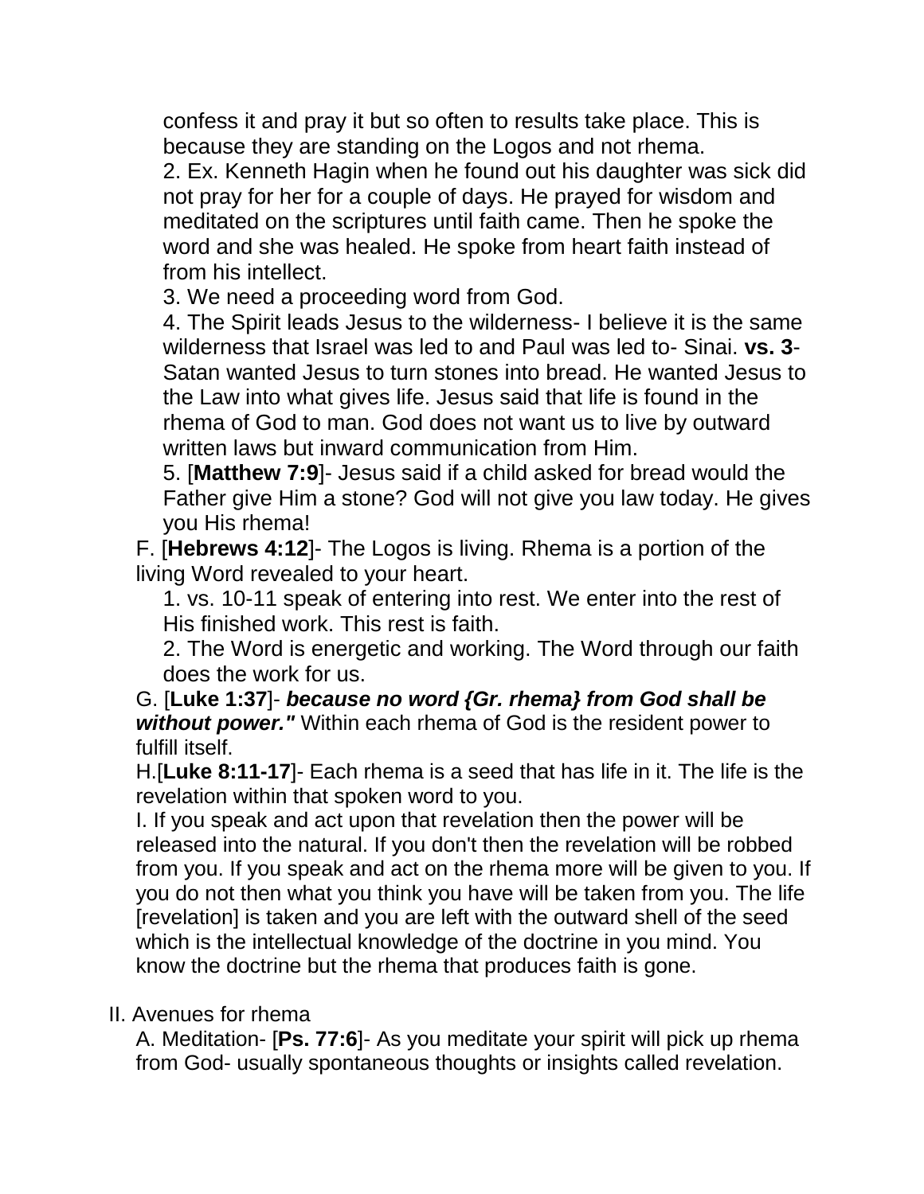confess it and pray it but so often to results take place. This is because they are standing on the Logos and not rhema.

2. Ex. Kenneth Hagin when he found out his daughter was sick did not pray for her for a couple of days. He prayed for wisdom and meditated on the scriptures until faith came. Then he spoke the word and she was healed. He spoke from heart faith instead of from his intellect.

3. We need a proceeding word from God.

4. The Spirit leads Jesus to the wilderness- I believe it is the same wilderness that Israel was led to and Paul was led to- Sinai. **vs. 3**- Satan wanted Jesus to turn stones into bread. He wanted Jesus to the Law into what gives life. Jesus said that life is found in the rhema of God to man. God does not want us to live by outward written laws but inward communication from Him.

5. [**Matthew 7:9**]- Jesus said if a child asked for bread would the Father give Him a stone? God will not give you law today. He gives you His rhema!

F. [**Hebrews 4:12**]- The Logos is living. Rhema is a portion of the living Word revealed to your heart.

1. vs. 10-11 speak of entering into rest. We enter into the rest of His finished work. This rest is faith.

2. The Word is energetic and working. The Word through our faith does the work for us.

G. [**Luke 1:37**]- ***because no word {Gr. rhema} from God shall be without power."*** Within each rhema of God is the resident power to fulfill itself.

H.[**Luke 8:11-17**]- Each rhema is a seed that has life in it. The life is the revelation within that spoken word to you.

I. If you speak and act upon that revelation then the power will be released into the natural. If you don't then the revelation will be robbed from you. If you speak and act on the rhema more will be given to you. If you do not then what you think you have will be taken from you. The life [revelation] is taken and you are left with the outward shell of the seed which is the intellectual knowledge of the doctrine in you mind. You know the doctrine but the rhema that produces faith is gone.

II. Avenues for rhema

A. Meditation- [**Ps. 77:6**]- As you meditate your spirit will pick up rhema from God- usually spontaneous thoughts or insights called revelation.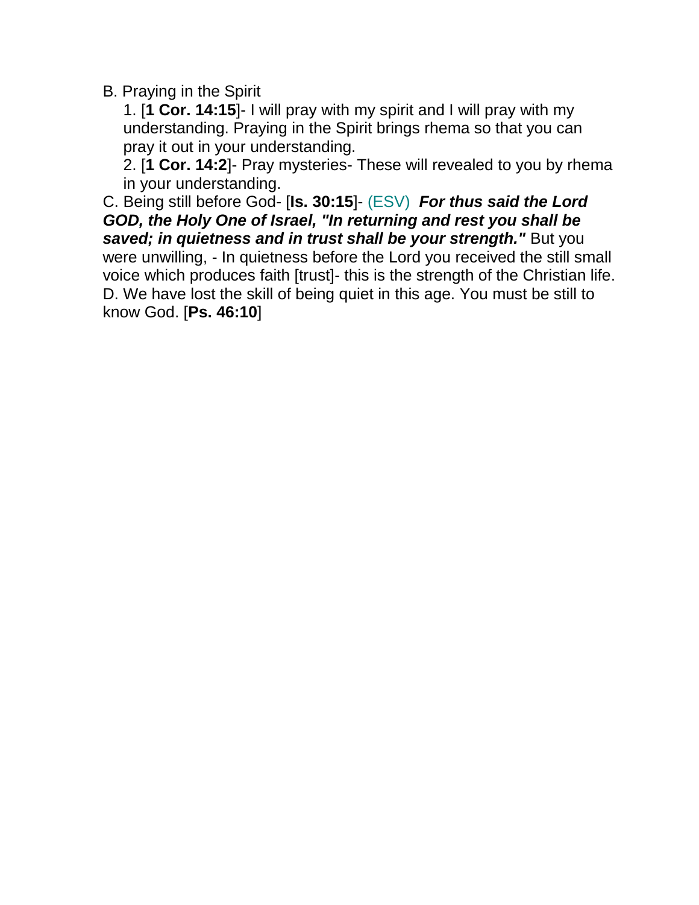B. Praying in the Spirit

1. [**1 Cor. 14:15**]- I will pray with my spirit and I will pray with my understanding. Praying in the Spirit brings rhema so that you can pray it out in your understanding.
2. [**1 Cor. 14:2**]- Pray mysteries- These will revealed to you by rhema in your understanding.

C. Being still before God- [**Is. 30:15**]- (ESV) ***For thus said the Lord GOD, the Holy One of Israel, "In returning and rest you shall be saved; in quietness and in trust shall be your strength."*** But you were unwilling, - In quietness before the Lord you received the still small voice which produces faith [trust]- this is the strength of the Christian life.

D. We have lost the skill of being quiet in this age. You must be still to know God. [**Ps. 46:10**]